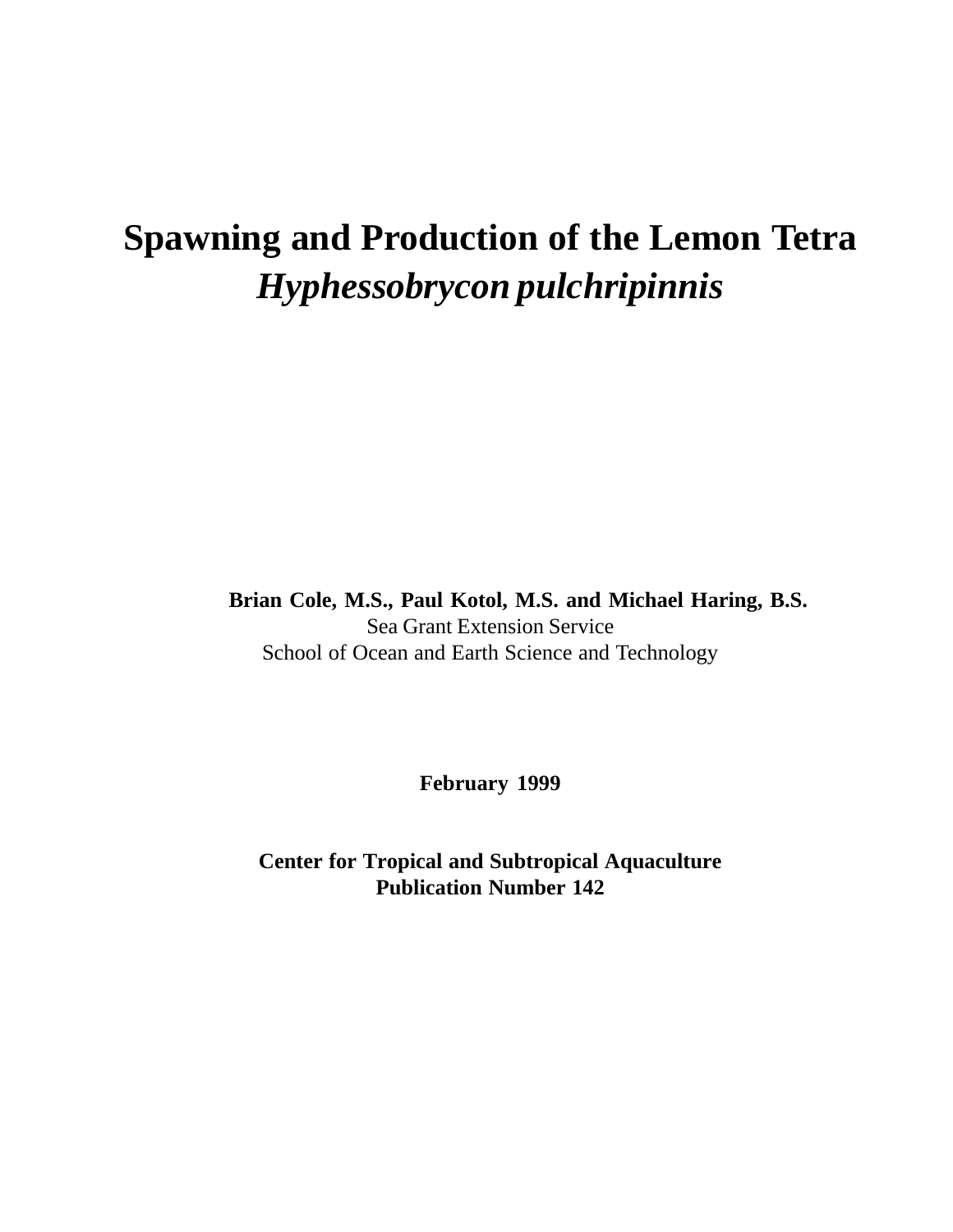# Spawning and Production of the Lemon Tetra *Hyphessobrycon pulchripinnis*

**Brian Cole, M.S., Paul Kotol, M.S. and Michael Haring, B.S.**
Sea Grant Extension Service
School of Ocean and Earth Science and Technology

**February 1999**

**Center for Tropical and Subtropical Aquaculture**
**Publication Number 142**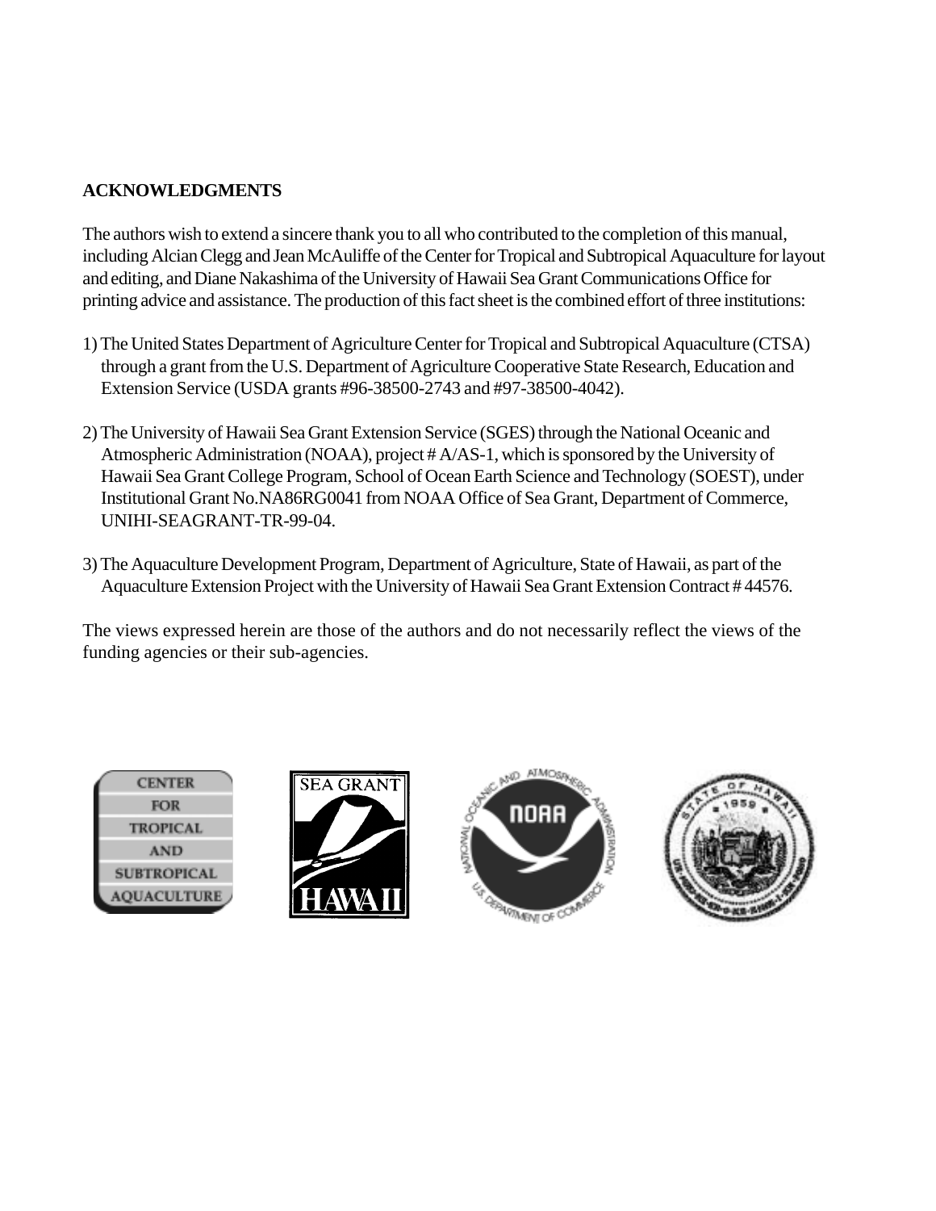## ACKNOWLEDGMENTS

The authors wish to extend a sincere thank you to all who contributed to the completion of this manual, including Alcian Clegg and Jean McAuliffe of the Center for Tropical and Subtropical Aquaculture for layout and editing, and Diane Nakashima of the University of Hawaii Sea Grant Communications Office for printing advice and assistance. The production of this fact sheet is the combined effort of three institutions:

1) The United States Department of Agriculture Center for Tropical and Subtropical Aquaculture (CTSA) through a grant from the U.S. Department of Agriculture Cooperative State Research, Education and Extension Service (USDA grants #96-38500-2743 and #97-38500-4042).

2) The University of Hawaii Sea Grant Extension Service (SGES) through the National Oceanic and Atmospheric Administration (NOAA), project # A/AS-1, which is sponsored by the University of Hawaii Sea Grant College Program, School of Ocean Earth Science and Technology (SOEST), under Institutional Grant No.NA86RG0041 from NOAA Office of Sea Grant, Department of Commerce, UNIHI-SEAGRANT-TR-99-04.

3) The Aquaculture Development Program, Department of Agriculture, State of Hawaii, as part of the Aquaculture Extension Project with the University of Hawaii Sea Grant Extension Contract # 44576.

The views expressed herein are those of the authors and do not necessarily reflect the views of the funding agencies or their sub-agencies.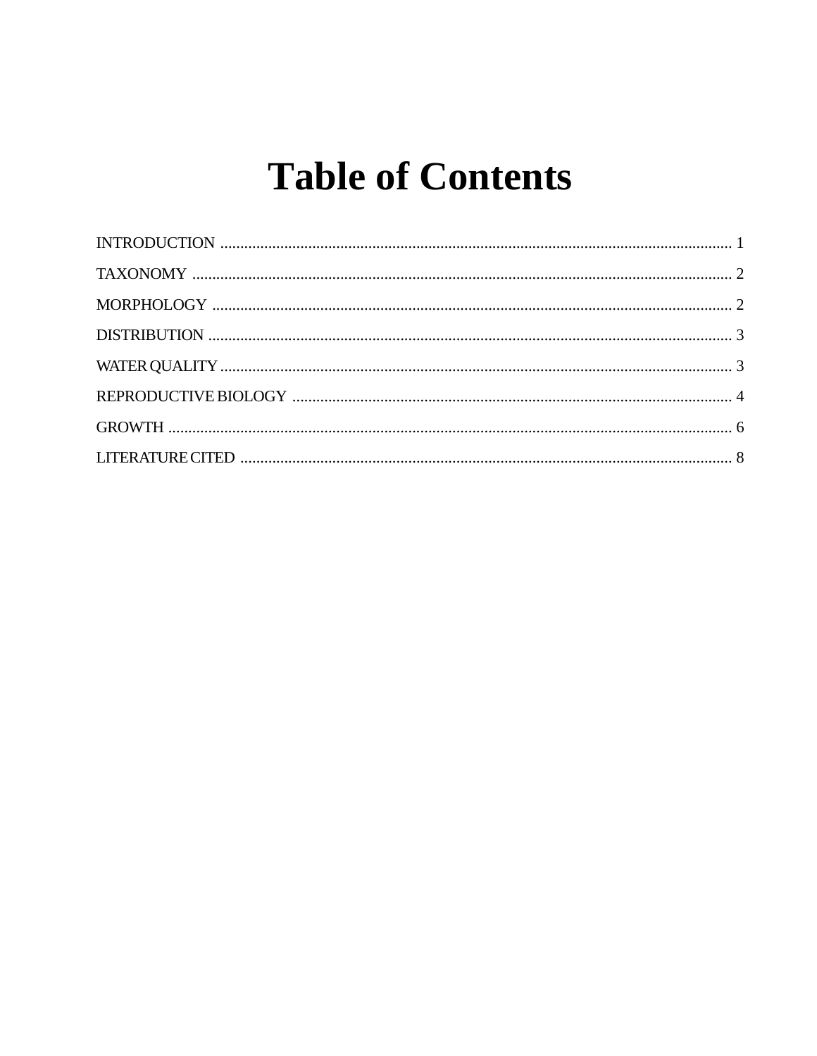# Table of Contents

INTRODUCTION ........................................................................................................................... 1

TAXONOMY .................................................................................................................................. 2

MORPHOLOGY ............................................................................................................................. 2

DISTRIBUTION ............................................................................................................................. 3

WATER QUALITY ........................................................................................................................ 3

REPRODUCTIVE BIOLOGY ........................................................................................................ 4

GROWTH ....................................................................................................................................... 6

LITERATURE CITED ................................................................................................................... 8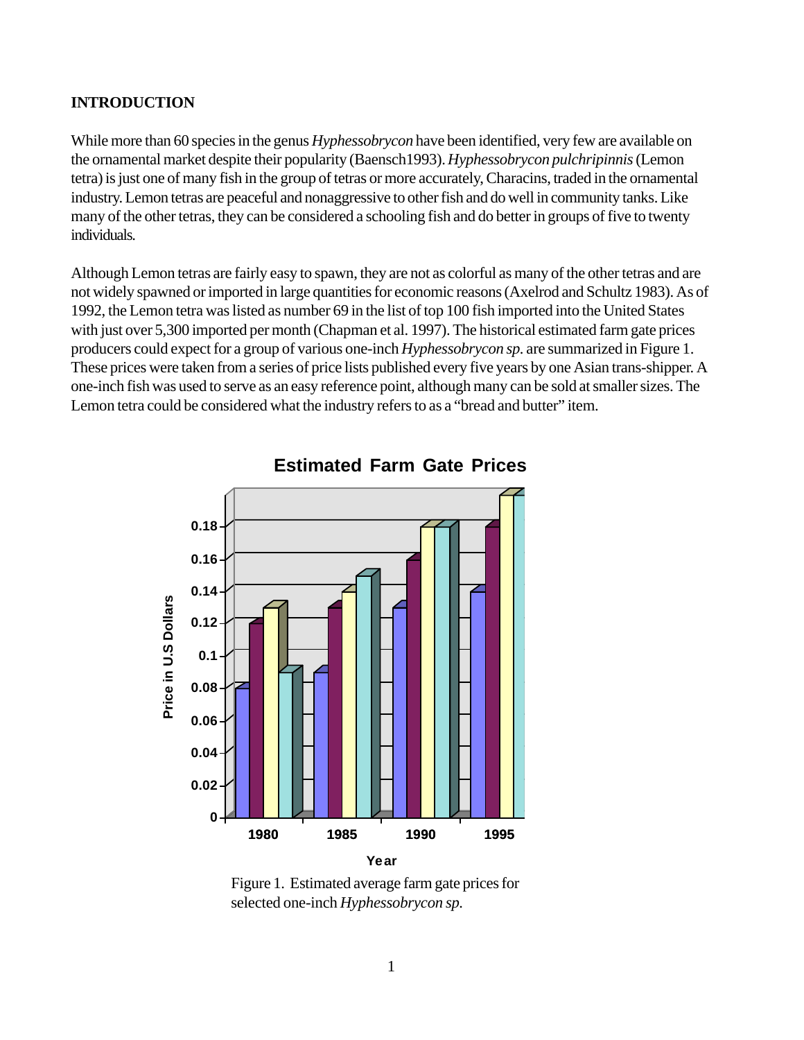## INTRODUCTION

While more than 60 species in the genus *Hyphessobrycon* have been identified, very few are available on the ornamental market despite their popularity (Baensch1993). *Hyphessobrycon pulchripinnis* (Lemon tetra) is just one of many fish in the group of tetras or more accurately, Characins, traded in the ornamental industry. Lemon tetras are peaceful and nonaggressive to other fish and do well in community tanks. Like many of the other tetras, they can be considered a schooling fish and do better in groups of five to twenty individuals.

Although Lemon tetras are fairly easy to spawn, they are not as colorful as many of the other tetras and are not widely spawned or imported in large quantities for economic reasons (Axelrod and Schultz 1983). As of 1992, the Lemon tetra was listed as number 69 in the list of top 100 fish imported into the United States with just over 5,300 imported per month (Chapman et al. 1997). The historical estimated farm gate prices producers could expect for a group of various one-inch *Hyphessobrycon sp.* are summarized in Figure 1. These prices were taken from a series of price lists published every five years by one Asian trans-shipper. A one-inch fish was used to serve as an easy reference point, although many can be sold at smaller sizes. The Lemon tetra could be considered what the industry refers to as a "bread and butter" item.

Figure 1. Estimated average farm gate prices for selected one-inch *Hyphessobrycon sp.*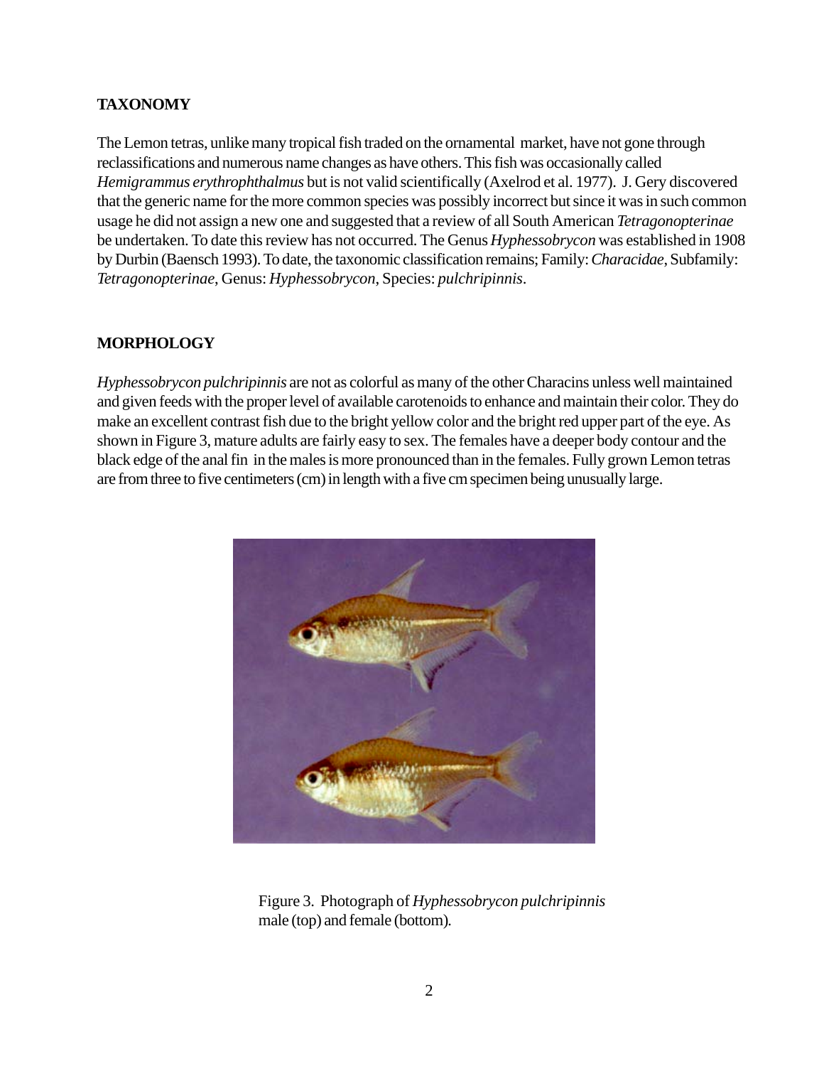## TAXONOMY

The Lemon tetras, unlike many tropical fish traded on the ornamental market, have not gone through reclassifications and numerous name changes as have others. This fish was occasionally called *Hemigrammus erythrophthalmus* but is not valid scientifically (Axelrod et al. 1977). J. Gery discovered that the generic name for the more common species was possibly incorrect but since it was in such common usage he did not assign a new one and suggested that a review of all South American *Tetragonopterinae* be undertaken. To date this review has not occurred. The Genus *Hyphessobrycon* was established in 1908 by Durbin (Baensch 1993). To date, the taxonomic classification remains; Family: *Characidae*, Subfamily: *Tetragonopterinae*, Genus: *Hyphessobrycon*, Species: *pulchripinnis*.

## MORPHOLOGY

*Hyphessobrycon pulchripinnis* are not as colorful as many of the other Characins unless well maintained and given feeds with the proper level of available carotenoids to enhance and maintain their color. They do make an excellent contrast fish due to the bright yellow color and the bright red upper part of the eye. As shown in Figure 3, mature adults are fairly easy to sex. The females have a deeper body contour and the black edge of the anal fin in the males is more pronounced than in the females. Fully grown Lemon tetras are from three to five centimeters (cm) in length with a five cm specimen being unusually large.

Figure 3. Photograph of *Hyphessobrycon pulchripinnis* male (top) and female (bottom).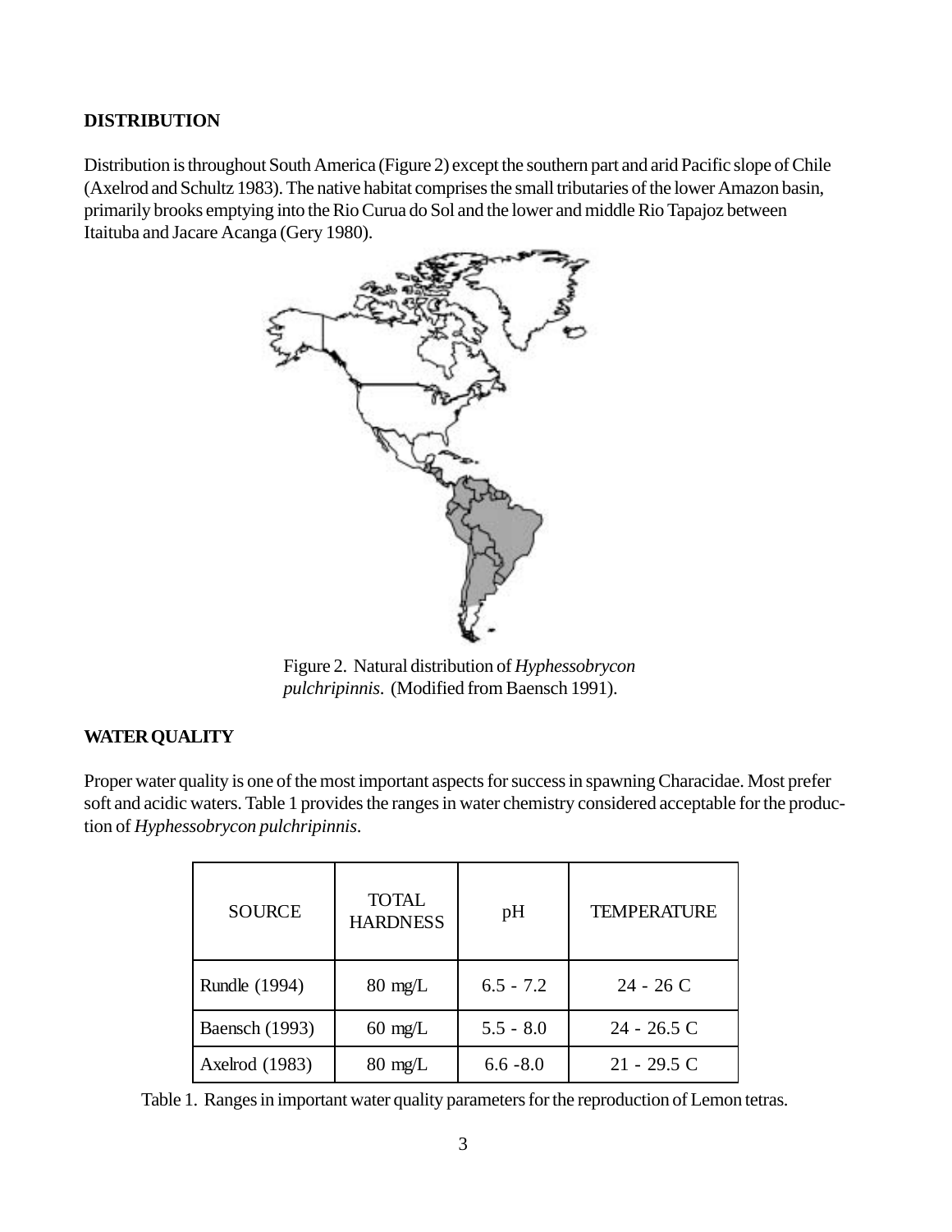## DISTRIBUTION

Distribution is throughout South America (Figure 2) except the southern part and arid Pacific slope of Chile (Axelrod and Schultz 1983). The native habitat comprises the small tributaries of the lower Amazon basin, primarily brooks emptying into the Rio Curua do Sol and the lower and middle Rio Tapajoz between Itaituba and Jacare Acanga (Gery 1980).

Figure 2. Natural distribution of *Hyphessobrycon pulchripinnis*. (Modified from Baensch 1991).

## WATER QUALITY

Proper water quality is one of the most important aspects for success in spawning Characidae. Most prefer soft and acidic waters. Table 1 provides the ranges in water chemistry considered acceptable for the production of *Hyphessobrycon pulchripinnis*.

| SOURCE | TOTAL HARDNESS | pH | TEMPERATURE |
|---|---|---|---|
| Rundle (1994) | 80 mg/L | 6.5 - 7.2 | 24 - 26 C |
| Baensch (1993) | 60 mg/L | 5.5 - 8.0 | 24 - 26.5 C |
| Axelrod (1983) | 80 mg/L | 6.6 -8.0 | 21 - 29.5 C |

Table 1. Ranges in important water quality parameters for the reproduction of Lemon tetras.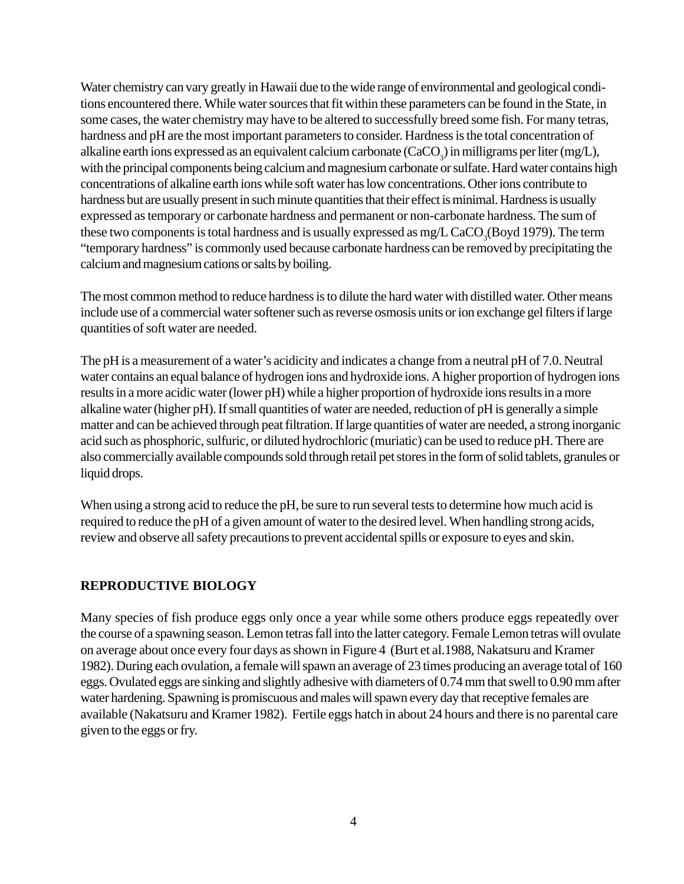Water chemistry can vary greatly in Hawaii due to the wide range of environmental and geological conditions encountered there. While water sources that fit within these parameters can be found in the State, in some cases, the water chemistry may have to be altered to successfully breed some fish. For many tetras, hardness and pH are the most important parameters to consider. Hardness is the total concentration of alkaline earth ions expressed as an equivalent calcium carbonate ($CaCO_3$) in milligrams per liter (mg/L), with the principal components being calcium and magnesium carbonate or sulfate. Hard water contains high concentrations of alkaline earth ions while soft water has low concentrations. Other ions contribute to hardness but are usually present in such minute quantities that their effect is minimal. Hardness is usually expressed as temporary or carbonate hardness and permanent or non-carbonate hardness. The sum of these two components is total hardness and is usually expressed as mg/L $CaCO_3$(Boyd 1979). The term "temporary hardness" is commonly used because carbonate hardness can be removed by precipitating the calcium and magnesium cations or salts by boiling.

The most common method to reduce hardness is to dilute the hard water with distilled water. Other means include use of a commercial water softener such as reverse osmosis units or ion exchange gel filters if large quantities of soft water are needed.

The pH is a measurement of a water's acidicity and indicates a change from a neutral pH of 7.0. Neutral water contains an equal balance of hydrogen ions and hydroxide ions. A higher proportion of hydrogen ions results in a more acidic water (lower pH) while a higher proportion of hydroxide ions results in a more alkaline water (higher pH). If small quantities of water are needed, reduction of pH is generally a simple matter and can be achieved through peat filtration. If large quantities of water are needed, a strong inorganic acid such as phosphoric, sulfuric, or diluted hydrochloric (muriatic) can be used to reduce pH. There are also commercially available compounds sold through retail pet stores in the form of solid tablets, granules or liquid drops.

When using a strong acid to reduce the pH, be sure to run several tests to determine how much acid is required to reduce the pH of a given amount of water to the desired level. When handling strong acids, review and observe all safety precautions to prevent accidental spills or exposure to eyes and skin.

## REPRODUCTIVE BIOLOGY

Many species of fish produce eggs only once a year while some others produce eggs repeatedly over the course of a spawning season. Lemon tetras fall into the latter category. Female Lemon tetras will ovulate on average about once every four days as shown in Figure 4 (Burt et al.1988, Nakatsuru and Kramer 1982). During each ovulation, a female will spawn an average of 23 times producing an average total of 160 eggs. Ovulated eggs are sinking and slightly adhesive with diameters of 0.74 mm that swell to 0.90 mm after water hardening. Spawning is promiscuous and males will spawn every day that receptive females are available (Nakatsuru and Kramer 1982). Fertile eggs hatch in about 24 hours and there is no parental care given to the eggs or fry.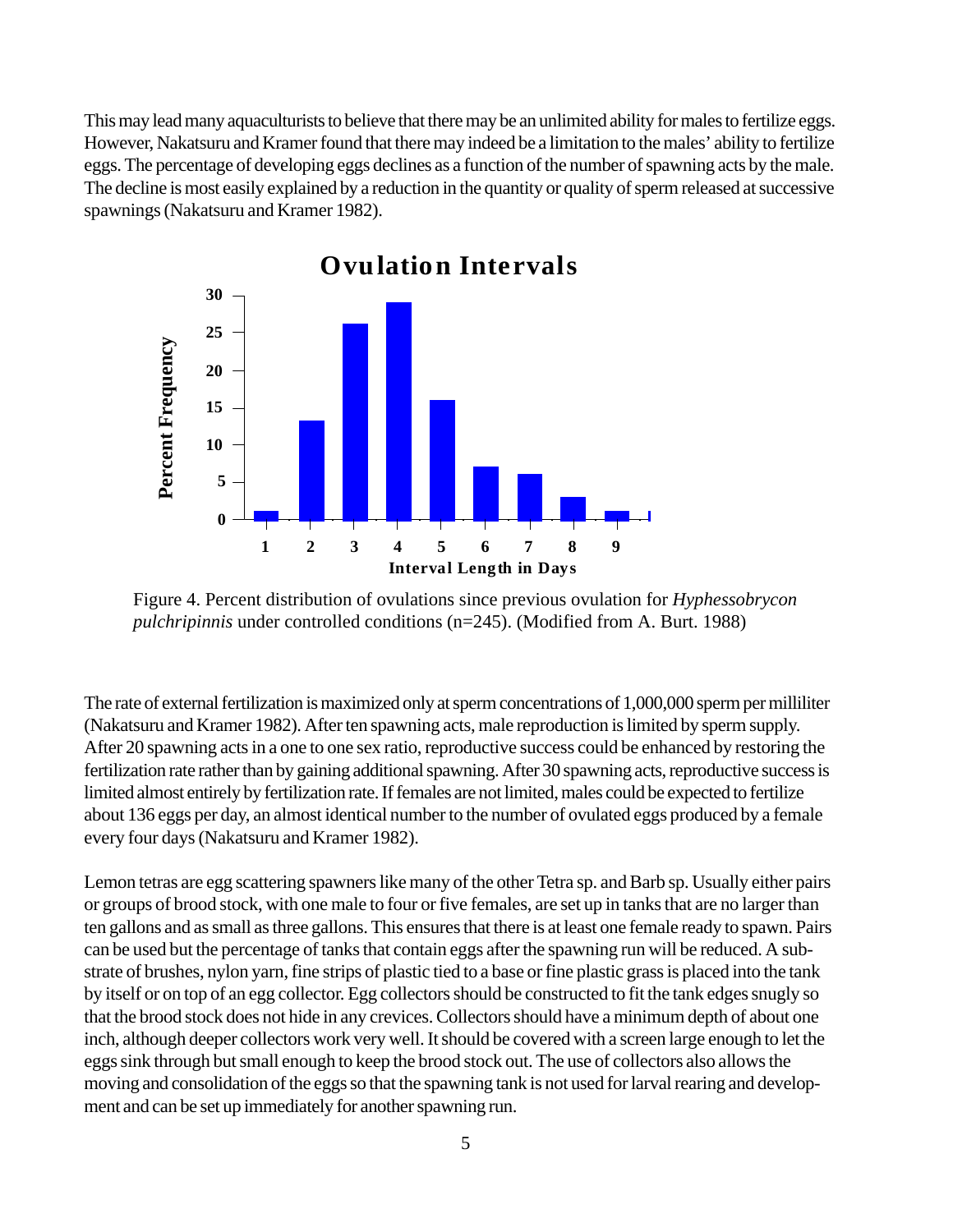This may lead many aquaculturists to believe that there may be an unlimited ability for males to fertilize eggs. However, Nakatsuru and Kramer found that there may indeed be a limitation to the males' ability to fertilize eggs. The percentage of developing eggs declines as a function of the number of spawning acts by the male. The decline is most easily explained by a reduction in the quantity or quality of sperm released at successive spawnings (Nakatsuru and Kramer 1982).

**Ovulation Intervals**

| Interval Length in Days | Percent Frequency (approx.) |
|---|---|
| 1 | 1 |
| 2 | 13 |
| 3 | 26 |
| 4 | 29 |
| 5 | 16 |
| 6 | 7 |
| 7 | 6 |
| 8 | 3 |
| 9 | 1 |

Figure 4. Percent distribution of ovulations since previous ovulation for *Hyphessobrycon pulchripinnis* under controlled conditions (n=245). (Modified from A. Burt. 1988)

The rate of external fertilization is maximized only at sperm concentrations of 1,000,000 sperm per milliliter (Nakatsuru and Kramer 1982). After ten spawning acts, male reproduction is limited by sperm supply. After 20 spawning acts in a one to one sex ratio, reproductive success could be enhanced by restoring the fertilization rate rather than by gaining additional spawning. After 30 spawning acts, reproductive success is limited almost entirely by fertilization rate. If females are not limited, males could be expected to fertilize about 136 eggs per day, an almost identical number to the number of ovulated eggs produced by a female every four days (Nakatsuru and Kramer 1982).

Lemon tetras are egg scattering spawners like many of the other Tetra sp. and Barb sp. Usually either pairs or groups of brood stock, with one male to four or five females, are set up in tanks that are no larger than ten gallons and as small as three gallons. This ensures that there is at least one female ready to spawn. Pairs can be used but the percentage of tanks that contain eggs after the spawning run will be reduced. A substrate of brushes, nylon yarn, fine strips of plastic tied to a base or fine plastic grass is placed into the tank by itself or on top of an egg collector. Egg collectors should be constructed to fit the tank edges snugly so that the brood stock does not hide in any crevices. Collectors should have a minimum depth of about one inch, although deeper collectors work very well. It should be covered with a screen large enough to let the eggs sink through but small enough to keep the brood stock out. The use of collectors also allows the moving and consolidation of the eggs so that the spawning tank is not used for larval rearing and development and can be set up immediately for another spawning run.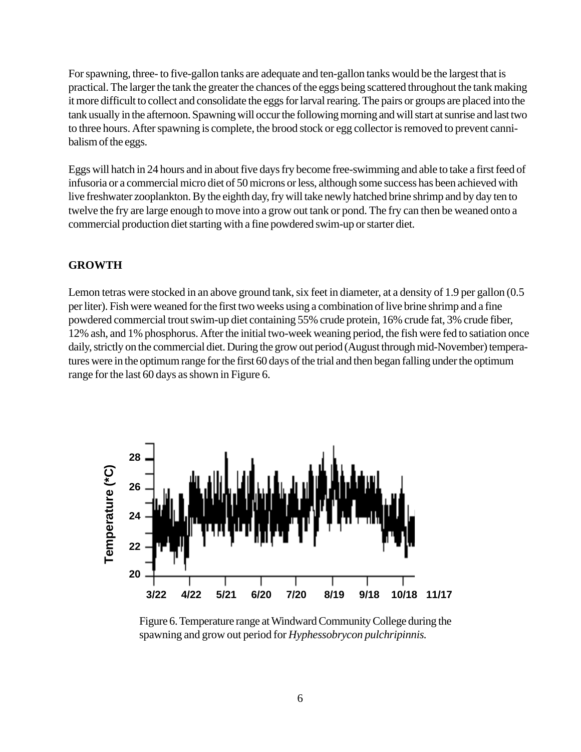For spawning, three- to five-gallon tanks are adequate and ten-gallon tanks would be the largest that is practical. The larger the tank the greater the chances of the eggs being scattered throughout the tank making it more difficult to collect and consolidate the eggs for larval rearing. The pairs or groups are placed into the tank usually in the afternoon. Spawning will occur the following morning and will start at sunrise and last two to three hours. After spawning is complete, the brood stock or egg collector is removed to prevent cannibalism of the eggs.

Eggs will hatch in 24 hours and in about five days fry become free-swimming and able to take a first feed of infusoria or a commercial micro diet of 50 microns or less, although some success has been achieved with live freshwater zooplankton. By the eighth day, fry will take newly hatched brine shrimp and by day ten to twelve the fry are large enough to move into a grow out tank or pond. The fry can then be weaned onto a commercial production diet starting with a fine powdered swim-up or starter diet.

## GROWTH

Lemon tetras were stocked in an above ground tank, six feet in diameter, at a density of 1.9 per gallon (0.5 per liter). Fish were weaned for the first two weeks using a combination of live brine shrimp and a fine powdered commercial trout swim-up diet containing 55% crude protein, 16% crude fat, 3% crude fiber, 12% ash, and 1% phosphorus. After the initial two-week weaning period, the fish were fed to satiation once daily, strictly on the commercial diet. During the grow out period (August through mid-November) temperatures were in the optimum range for the first 60 days of the trial and then began falling under the optimum range for the last 60 days as shown in Figure 6.

Figure 6. Temperature range at Windward Community College during the spawning and grow out period for *Hyphessobrycon pulchripinnis.*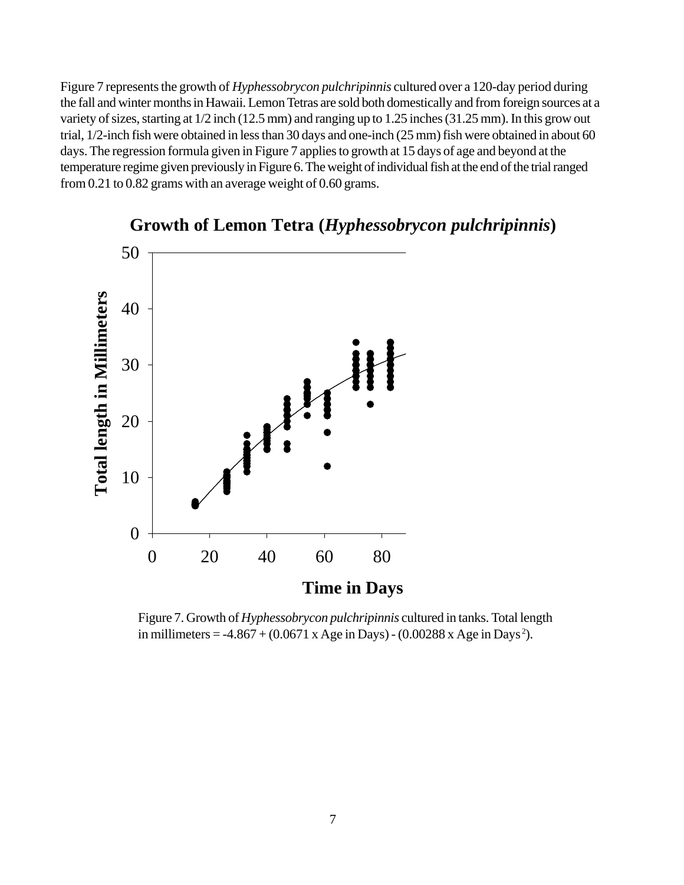Figure 7 represents the growth of *Hyphessobrycon pulchripinnis* cultured over a 120-day period during the fall and winter months in Hawaii. Lemon Tetras are sold both domestically and from foreign sources at a variety of sizes, starting at 1/2 inch (12.5 mm) and ranging up to 1.25 inches (31.25 mm). In this grow out trial, 1/2-inch fish were obtained in less than 30 days and one-inch (25 mm) fish were obtained in about 60 days. The regression formula given in Figure 7 applies to growth at 15 days of age and beyond at the temperature regime given previously in Figure 6. The weight of individual fish at the end of the trial ranged from 0.21 to 0.82 grams with an average weight of 0.60 grams.

**Growth of Lemon Tetra (*Hyphessobrycon pulchripinnis*)**

Figure 7. Growth of *Hyphessobrycon pulchripinnis* cultured in tanks. Total length in millimeters = -4.867 + (0.0671 x Age in Days) - (0.00288 x Age in Days$^2$).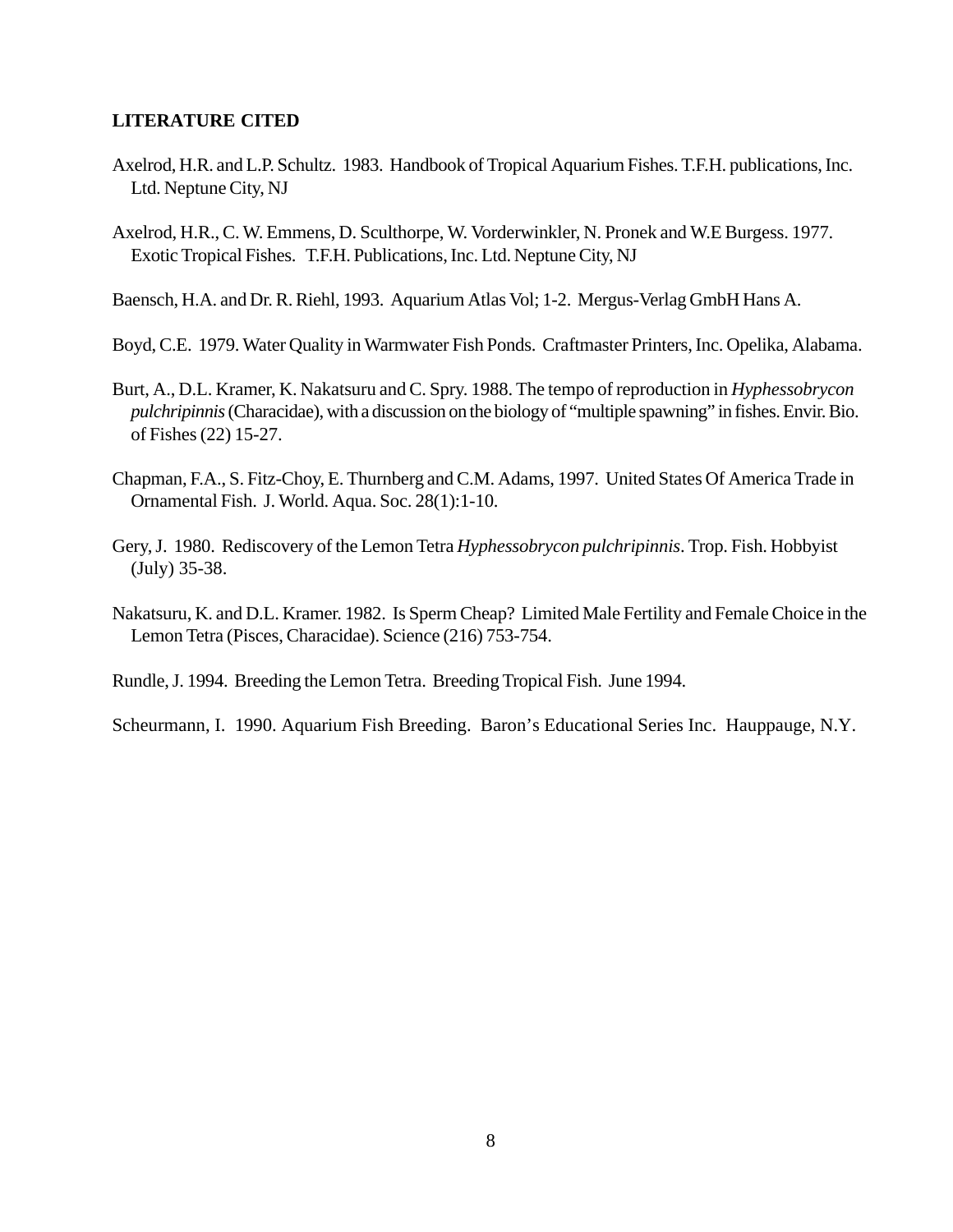## LITERATURE CITED

Axelrod, H.R. and L.P. Schultz. 1983. Handbook of Tropical Aquarium Fishes. T.F.H. publications, Inc. Ltd. Neptune City, NJ

Axelrod, H.R., C. W. Emmens, D. Sculthorpe, W. Vorderwinkler, N. Pronek and W.E Burgess. 1977. Exotic Tropical Fishes. T.F.H. Publications, Inc. Ltd. Neptune City, NJ

Baensch, H.A. and Dr. R. Riehl, 1993. Aquarium Atlas Vol; 1-2. Mergus-Verlag GmbH Hans A.

Boyd, C.E. 1979. Water Quality in Warmwater Fish Ponds. Craftmaster Printers, Inc. Opelika, Alabama.

Burt, A., D.L. Kramer, K. Nakatsuru and C. Spry. 1988. The tempo of reproduction in *Hyphessobrycon pulchripinnis* (Characidae), with a discussion on the biology of "multiple spawning" in fishes. Envir. Bio. of Fishes (22) 15-27.

Chapman, F.A., S. Fitz-Choy, E. Thurnberg and C.M. Adams, 1997. United States Of America Trade in Ornamental Fish. J. World. Aqua. Soc. 28(1):1-10.

Gery, J. 1980. Rediscovery of the Lemon Tetra *Hyphessobrycon pulchripinnis*. Trop. Fish. Hobbyist (July) 35-38.

Nakatsuru, K. and D.L. Kramer. 1982. Is Sperm Cheap? Limited Male Fertility and Female Choice in the Lemon Tetra (Pisces, Characidae). Science (216) 753-754.

Rundle, J. 1994. Breeding the Lemon Tetra. Breeding Tropical Fish. June 1994.

Scheurmann, I. 1990. Aquarium Fish Breeding. Baron's Educational Series Inc. Hauppauge, N.Y.